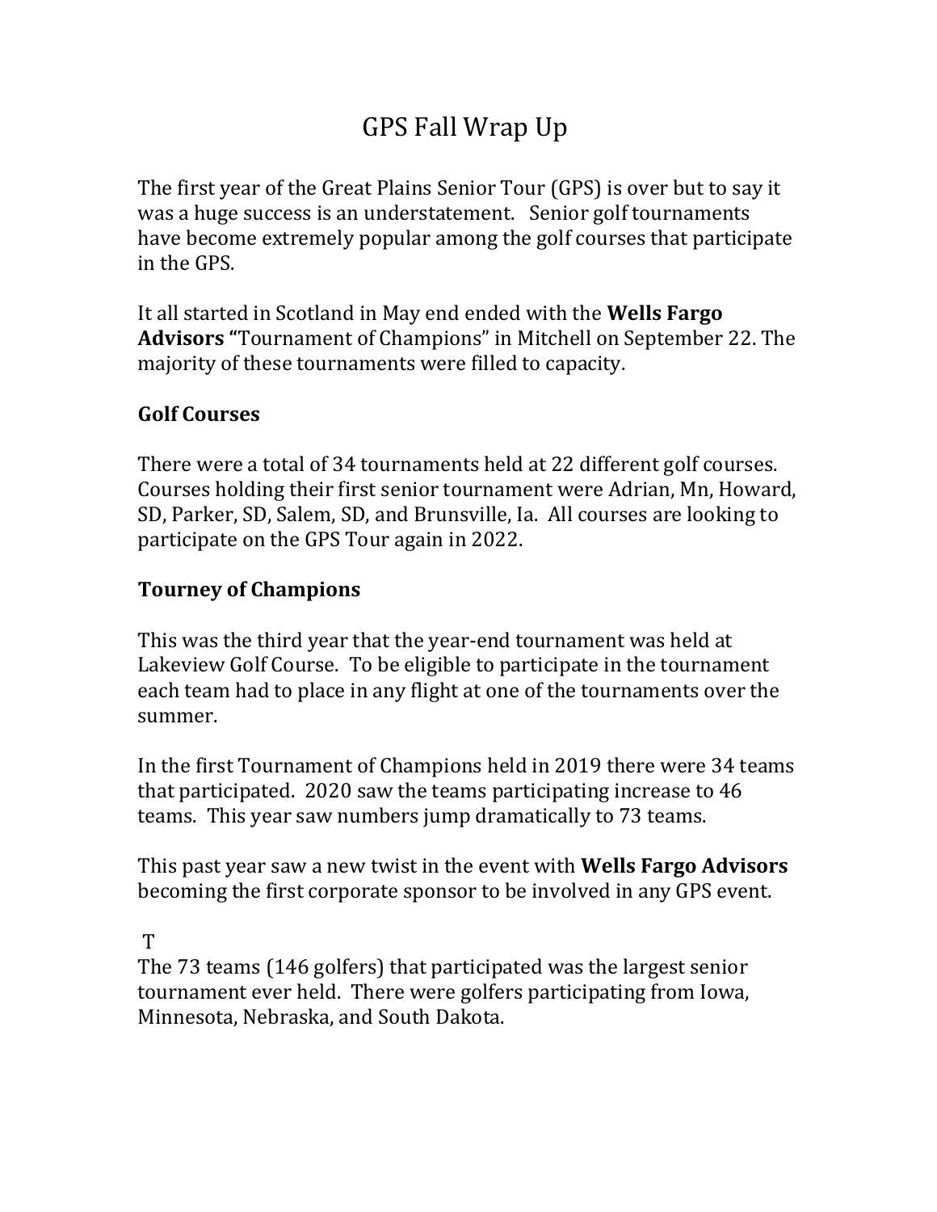# GPS Fall Wrap Up

The first year of the Great Plains Senior Tour (GPS) is over but to say it was a huge success is an understatement. Senior golf tournaments have become extremely popular among the golf courses that participate in the GPS.

It all started in Scotland in May end ended with the **Wells Fargo Advisors** "Tournament of Champions" in Mitchell on September 22. The majority of these tournaments were filled to capacity.

## Golf Courses

There were a total of 34 tournaments held at 22 different golf courses. Courses holding their first senior tournament were Adrian, Mn, Howard, SD, Parker, SD, Salem, SD, and Brunsville, Ia. All courses are looking to participate on the GPS Tour again in 2022.

## Tourney of Champions

This was the third year that the year-end tournament was held at Lakeview Golf Course. To be eligible to participate in the tournament each team had to place in any flight at one of the tournaments over the summer.

In the first Tournament of Champions held in 2019 there were 34 teams that participated. 2020 saw the teams participating increase to 46 teams. This year saw numbers jump dramatically to 73 teams.

This past year saw a new twist in the event with **Wells Fargo Advisors** becoming the first corporate sponsor to be involved in any GPS event.

T

The 73 teams (146 golfers) that participated was the largest senior tournament ever held. There were golfers participating from Iowa, Minnesota, Nebraska, and South Dakota.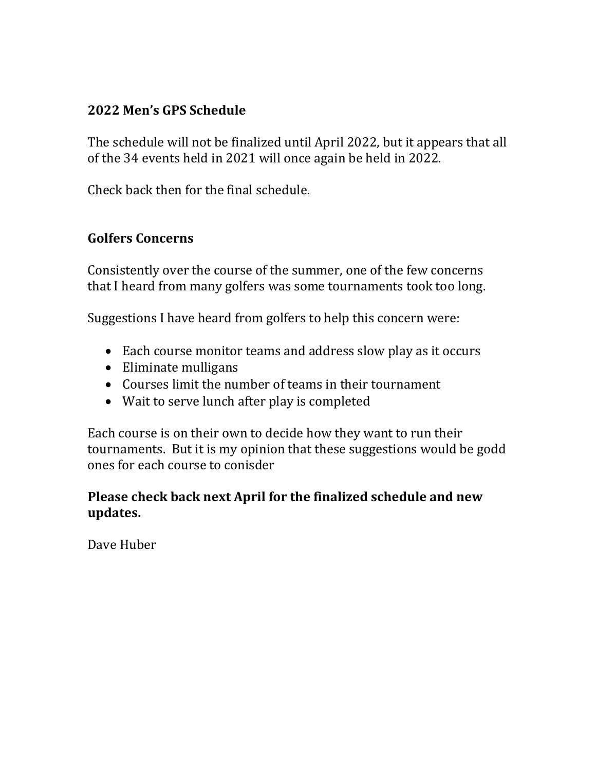**2022 Men's GPS Schedule**

The schedule will not be finalized until April 2022, but it appears that all of the 34 events held in 2021 will once again be held in 2022.

Check back then for the final schedule.

**Golfers Concerns**

Consistently over the course of the summer, one of the few concerns that I heard from many golfers was some tournaments took too long.

Suggestions I have heard from golfers to help this concern were:

- Each course monitor teams and address slow play as it occurs
- Eliminate mulligans
- Courses limit the number of teams in their tournament
- Wait to serve lunch after play is completed

Each course is on their own to decide how they want to run their tournaments. But it is my opinion that these suggestions would be godd ones for each course to conisder

**Please check back next April for the finalized schedule and new updates.**

Dave Huber